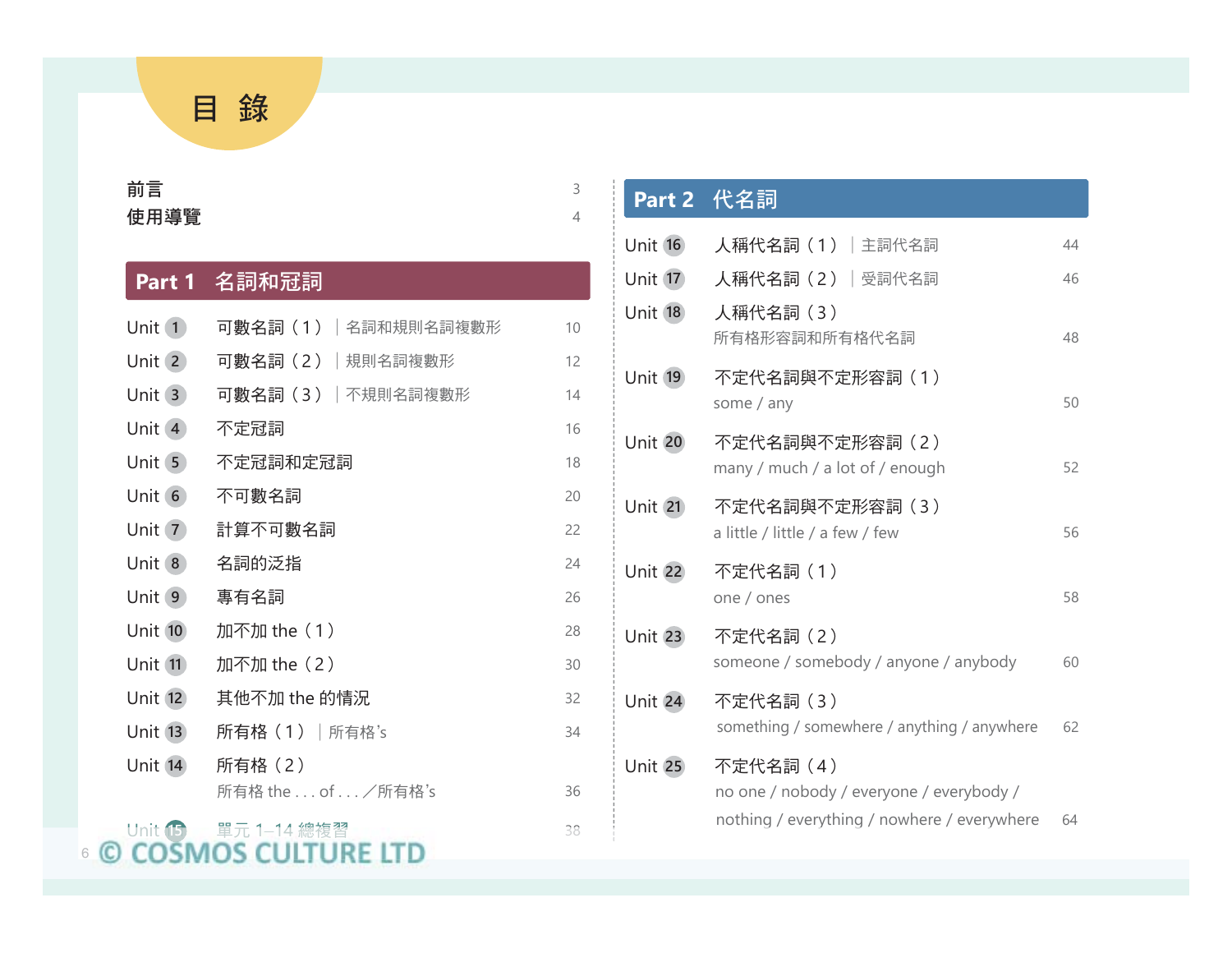# 目 錄

前言 3

使用導覽 4

## Part 1 名詞和冠詞

| Unit | 內容 | 頁碼 |
|---|---|---|
| Unit 1 | 可數名詞（1） ｜ 名詞和規則名詞複數形 | 10 |
| Unit 2 | 可數名詞（2） ｜ 規則名詞複數形 | 12 |
| Unit 3 | 可數名詞（3） ｜ 不規則名詞複數形 | 14 |
| Unit 4 | 不定冠詞 | 16 |
| Unit 5 | 不定冠詞和定冠詞 | 18 |
| Unit 6 | 不可數名詞 | 20 |
| Unit 7 | 計算不可數名詞 | 22 |
| Unit 8 | 名詞的泛指 | 24 |
| Unit 9 | 專有名詞 | 26 |
| Unit 10 | 加不加 the（1） | 28 |
| Unit 11 | 加不加 the（2） | 30 |
| Unit 12 | 其他不加 the 的情況 | 32 |
| Unit 13 | 所有格（1） ｜ 所有格's | 34 |
| Unit 14 | 所有格（2） 所有格 the . . . of . . . ／所有格's | 36 |
| Unit 15 | 單元 1–14 總複習 | 38 |

## Part 2 代名詞

| Unit | 內容 | 頁碼 |
|---|---|---|
| Unit 16 | 人稱代名詞（1） ｜ 主詞代名詞 | 44 |
| Unit 17 | 人稱代名詞（2） ｜ 受詞代名詞 | 46 |
| Unit 18 | 人稱代名詞（3） 所有格形容詞和所有格代名詞 | 48 |
| Unit 19 | 不定代名詞與不定形容詞（1） some / any | 50 |
| Unit 20 | 不定代名詞與不定形容詞（2） many / much / a lot of / enough | 52 |
| Unit 21 | 不定代名詞與不定形容詞（3） a little / little / a few / few | 56 |
| Unit 22 | 不定代名詞（1） one / ones | 58 |
| Unit 23 | 不定代名詞（2） someone / somebody / anyone / anybody | 60 |
| Unit 24 | 不定代名詞（3） something / somewhere / anything / anywhere | 62 |
| Unit 25 | 不定代名詞（4） no one / nobody / everyone / everybody / nothing / everything / nowhere / everywhere | 64 |

© COSMOS CULTURE LTD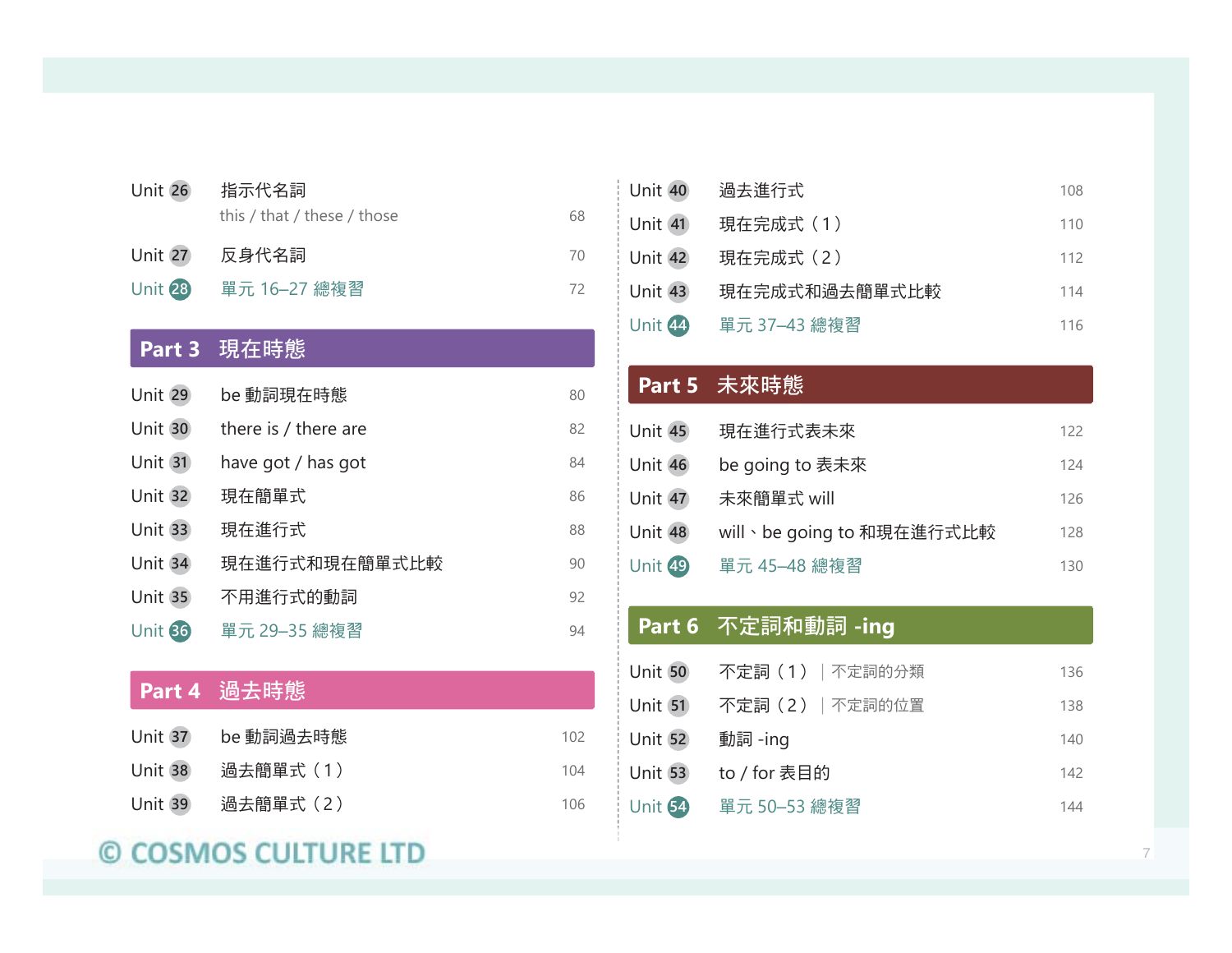Unit 26 指示代名詞
this / that / these / those 68

Unit 27 反身代名詞 70

Unit 28 單元 16–27 總複習 72

## Part 3 現在時態

Unit 29 be 動詞現在時態 80

Unit 30 there is / there are 82

Unit 31 have got / has got 84

Unit 32 現在簡單式 86

Unit 33 現在進行式 88

Unit 34 現在進行式和現在簡單式比較 90

Unit 35 不用進行式的動詞 92

Unit 36 單元 29–35 總複習 94

## Part 4 過去時態

Unit 37 be 動詞過去時態 102

Unit 38 過去簡單式（1） 104

Unit 39 過去簡單式（2） 106

Unit 40 過去進行式 108

Unit 41 現在完成式（1） 110

Unit 42 現在完成式（2） 112

Unit 43 現在完成式和過去簡單式比較 114

Unit 44 單元 37–43 總複習 116

## Part 5 未來時態

Unit 45 現在進行式表未來 122

Unit 46 be going to 表未來 124

Unit 47 未來簡單式 will 126

Unit 48 will、be going to 和現在進行式比較 128

Unit 49 單元 45–48 總複習 130

## Part 6 不定詞和動詞 -ing

Unit 50 不定詞（1）｜不定詞的分類 136

Unit 51 不定詞（2）｜不定詞的位置 138

Unit 52 動詞 -ing 140

Unit 53 to / for 表目的 142

Unit 54 單元 50–53 總複習 144

© COSMOS CULTURE LTD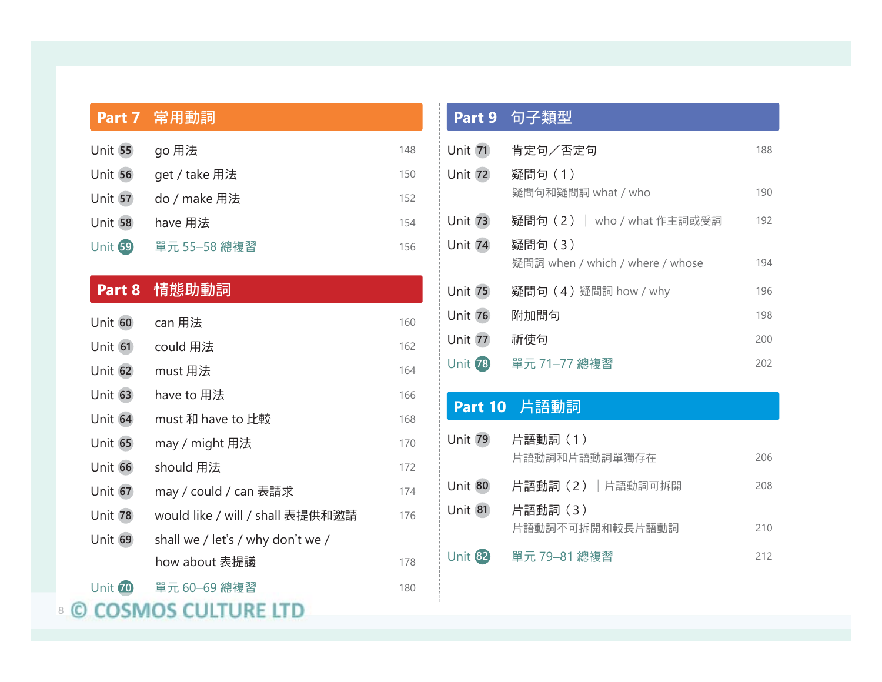## Part 7 常用動詞

| Unit | | Page |
|---|---|---|
| Unit 55 | go 用法 | 148 |
| Unit 56 | get / take 用法 | 150 |
| Unit 57 | do / make 用法 | 152 |
| Unit 58 | have 用法 | 154 |
| Unit 59 | 單元 55–58 總複習 | 156 |

## Part 8 情態助動詞

| Unit | | Page |
|---|---|---|
| Unit 60 | can 用法 | 160 |
| Unit 61 | could 用法 | 162 |
| Unit 62 | must 用法 | 164 |
| Unit 63 | have to 用法 | 166 |
| Unit 64 | must 和 have to 比較 | 168 |
| Unit 65 | may / might 用法 | 170 |
| Unit 66 | should 用法 | 172 |
| Unit 67 | may / could / can 表請求 | 174 |
| Unit 78 | would like / will / shall 表提供和邀請 | 176 |
| Unit 69 | shall we / let's / why don't we / how about 表提議 | 178 |
| Unit 70 | 單元 60–69 總複習 | 180 |

## Part 9 句子類型

| Unit | | Page |
|---|---|---|
| Unit 71 | 肯定句／否定句 | 188 |
| Unit 72 | 疑問句（1）疑問句和疑問詞 what / who | 190 |
| Unit 73 | 疑問句（2）｜ who / what 作主詞或受詞 | 192 |
| Unit 74 | 疑問句（3）疑問詞 when / which / where / whose | 194 |
| Unit 75 | 疑問句（4）疑問詞 how / why | 196 |
| Unit 76 | 附加問句 | 198 |
| Unit 77 | 祈使句 | 200 |
| Unit 78 | 單元 71–77 總複習 | 202 |

## Part 10 片語動詞

| Unit | | Page |
|---|---|---|
| Unit 79 | 片語動詞（1）片語動詞和片語動詞單獨存在 | 206 |
| Unit 80 | 片語動詞（2）｜片語動詞可拆開 | 208 |
| Unit 81 | 片語動詞（3）片語動詞不可拆開和較長片語動詞 | 210 |
| Unit 82 | 單元 79–81 總複習 | 212 |

© COSMOS CULTURE LTD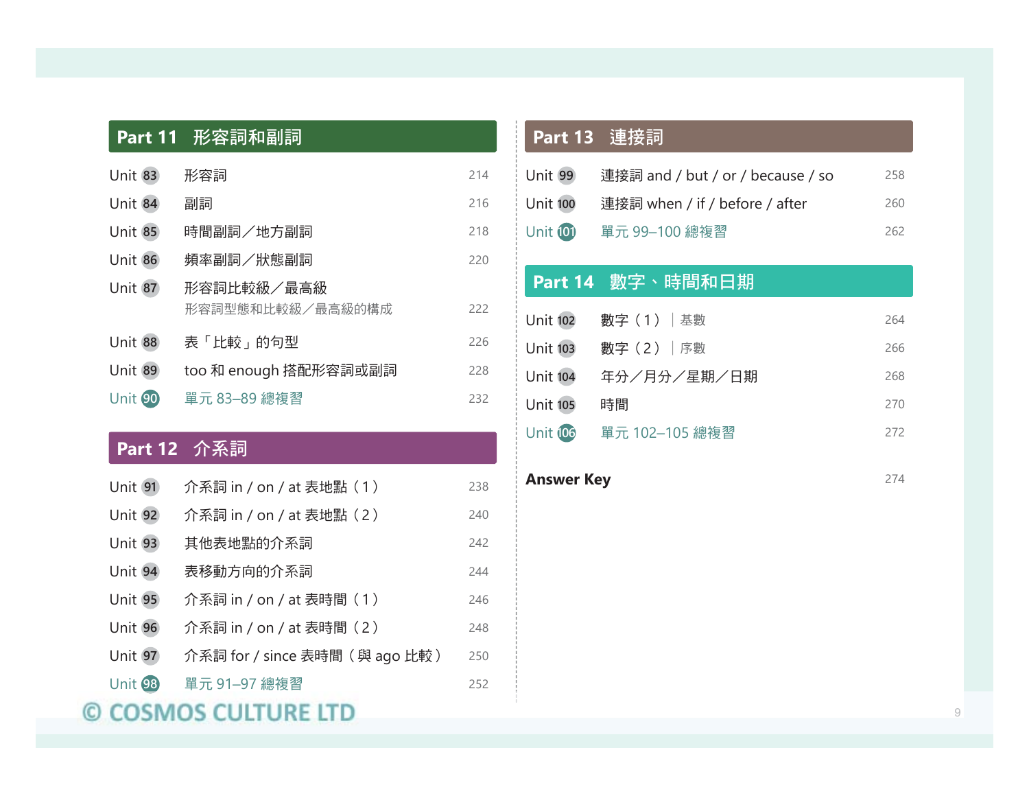## Part 11　形容詞和副詞

| | | |
|---|---|---|
| Unit 83 | 形容詞 | 214 |
| Unit 84 | 副詞 | 216 |
| Unit 85 | 時間副詞／地方副詞 | 218 |
| Unit 86 | 頻率副詞／狀態副詞 | 220 |
| Unit 87 | 形容詞比較級／最高級<br>形容詞型態和比較級／最高級的構成 | 222 |
| Unit 88 | 表「比較」的句型 | 226 |
| Unit 89 | too 和 enough 搭配形容詞或副詞 | 228 |
| Unit 90 | 單元 83–89 總複習 | 232 |

## Part 12　介系詞

| | | |
|---|---|---|
| Unit 91 | 介系詞 in / on / at 表地點（1） | 238 |
| Unit 92 | 介系詞 in / on / at 表地點（2） | 240 |
| Unit 93 | 其他表地點的介系詞 | 242 |
| Unit 94 | 表移動方向的介系詞 | 244 |
| Unit 95 | 介系詞 in / on / at 表時間（1） | 246 |
| Unit 96 | 介系詞 in / on / at 表時間（2） | 248 |
| Unit 97 | 介系詞 for / since 表時間（與 ago 比較） | 250 |
| Unit 98 | 單元 91–97 總複習 | 252 |

## Part 13　連接詞

| | | |
|---|---|---|
| Unit 99 | 連接詞 and / but / or / because / so | 258 |
| Unit 100 | 連接詞 when / if / before / after | 260 |
| Unit 101 | 單元 99–100 總複習 | 262 |

## Part 14　數字、時間和日期

| | | |
|---|---|---|
| Unit 102 | 數字（1）｜基數 | 264 |
| Unit 103 | 數字（2）｜序數 | 266 |
| Unit 104 | 年分／月分／星期／日期 | 268 |
| Unit 105 | 時間 | 270 |
| Unit 106 | 單元 102–105 總複習 | 272 |

**Answer Key** 274

© COSMOS CULTURE LTD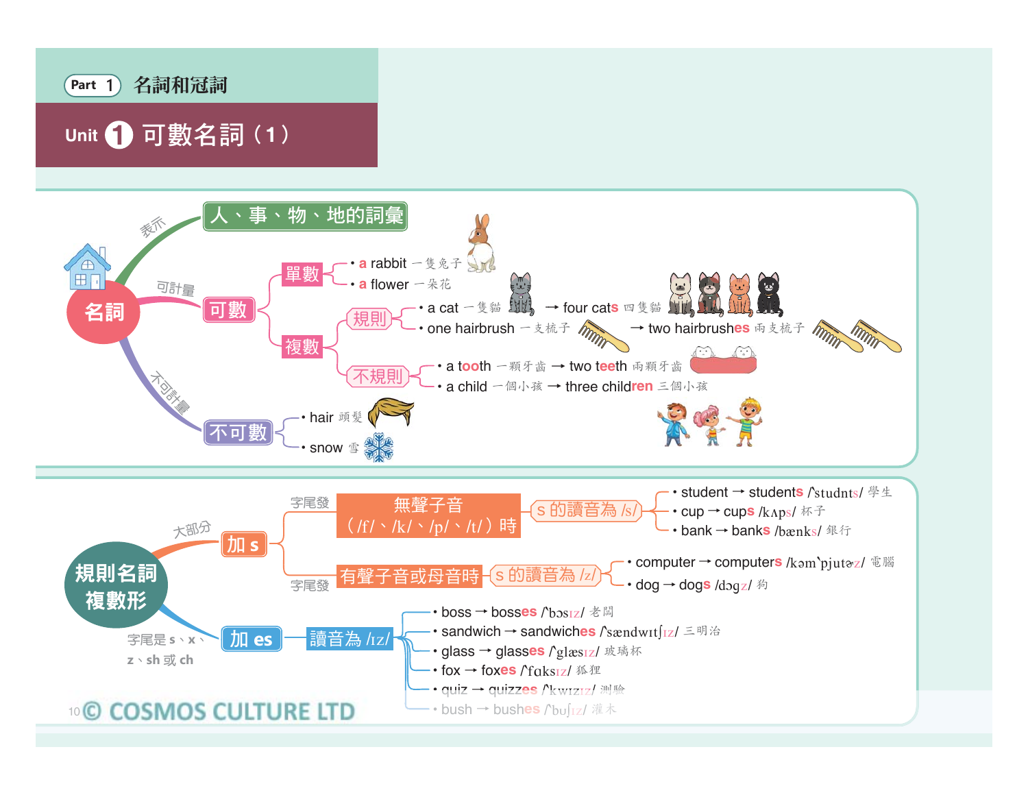Part 1 名詞和冠詞

# Unit 1 可數名詞（1）

**名詞**

- 表示 → 人、事、物、地的詞彙
- 可計量 → **可數**
  - **單數**
    - a rabbit 一隻兔子
    - a flower 一朵花
  - **複數**
    - **規則**
      - a cat 一隻貓 → four cats 四隻貓
      - one hairbrush 一支梳子 → two hairbrushes 兩支梳子
    - **不規則**
      - a tooth 一顆牙齒 → two teeth 兩顆牙齒
      - a child 一個小孩 → three children 三個小孩
- 不可計量 → **不可數**
  - hair 頭髮
  - snow 雪

**規則名詞複數形**

- 大部分 → **加 s**
  - 字尾發 **無聲子音（/f/、/k/、/p/、/t/）時** → s 的讀音為 /s/
    - student → students /ˋstudnts/ 學生
    - cup → cups /kʌps/ 杯子
    - bank → banks /bæŋks/ 銀行
  - 字尾發 **有聲子音或母音時** → s 的讀音為 /z/
    - computer → computers /kəmˋpjutɚz/ 電腦
    - dog → dogs /dɔgz/ 狗
- 字尾是 s、x、z、sh 或 ch → **加 es** → 讀音為 /ɪz/
  - boss → bosses /ˋbɔsɪz/ 老闆
  - sandwich → sandwiches /ˋsændwɪtʃɪz/ 三明治
  - glass → glasses /ˋglæsɪz/ 玻璃杯
  - fox → foxes /ˋfɑksɪz/ 狐狸
  - quiz → quizzes /ˋkwɪzɪz/ 測驗
  - bush → bushes /ˋbʊʃɪz/ 灌木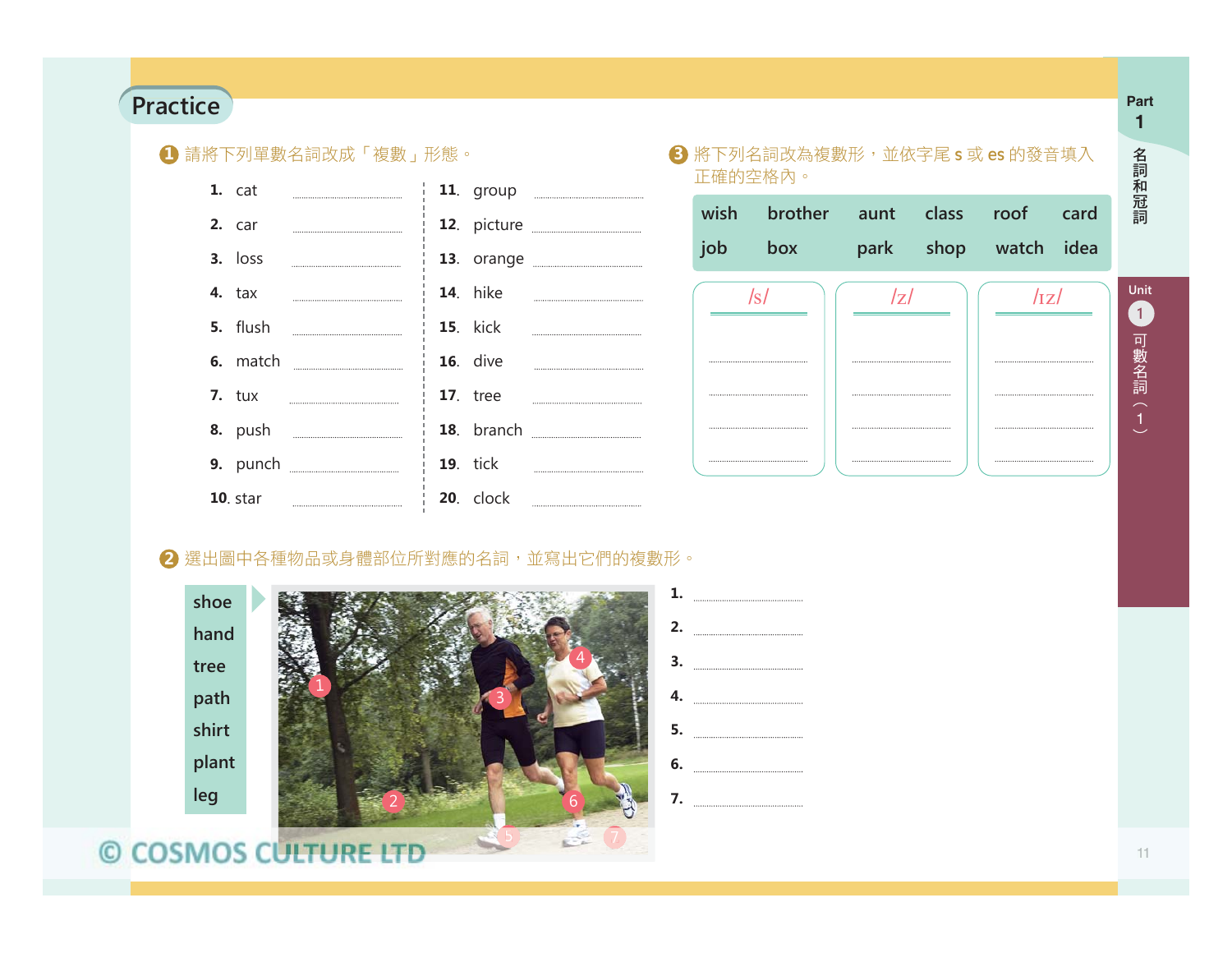## Practice

**1** 請將下列單數名詞改成「複數」形態。

1. cat ..........
2. car ..........
3. loss ..........
4. tax ..........
5. flush ..........
6. match ..........
7. tux ..........
8. push ..........
9. punch ..........
10. star ..........
11. group ..........
12. picture ..........
13. orange ..........
14. hike ..........
15. kick ..........
16. dive ..........
17. tree ..........
18. branch ..........
19. tick ..........
20. clock ..........

**2** 選出圖中各種物品或身體部位所對應的名詞，並寫出它們的複數形。

shoe
hand
tree
path
shirt
plant
leg

1. ..........
2. ..........
3. ..........
4. ..........
5. ..........
6. ..........
7. ..........

**3** 將下列名詞改為複數形，並依字尾 s 或 es 的發音填入正確的空格內。

| wish | brother | aunt | class | roof | card |
|---|---|---|---|---|---|
| job | box | park | shop | watch | idea |

| /s/ | /z/ | /ɪz/ |
|---|---|---|
| .......... | .......... | .......... |
| .......... | .......... | .......... |
| .......... | .......... | .......... |
| .......... | .......... | .......... |

© COSMOS CULTURE LTD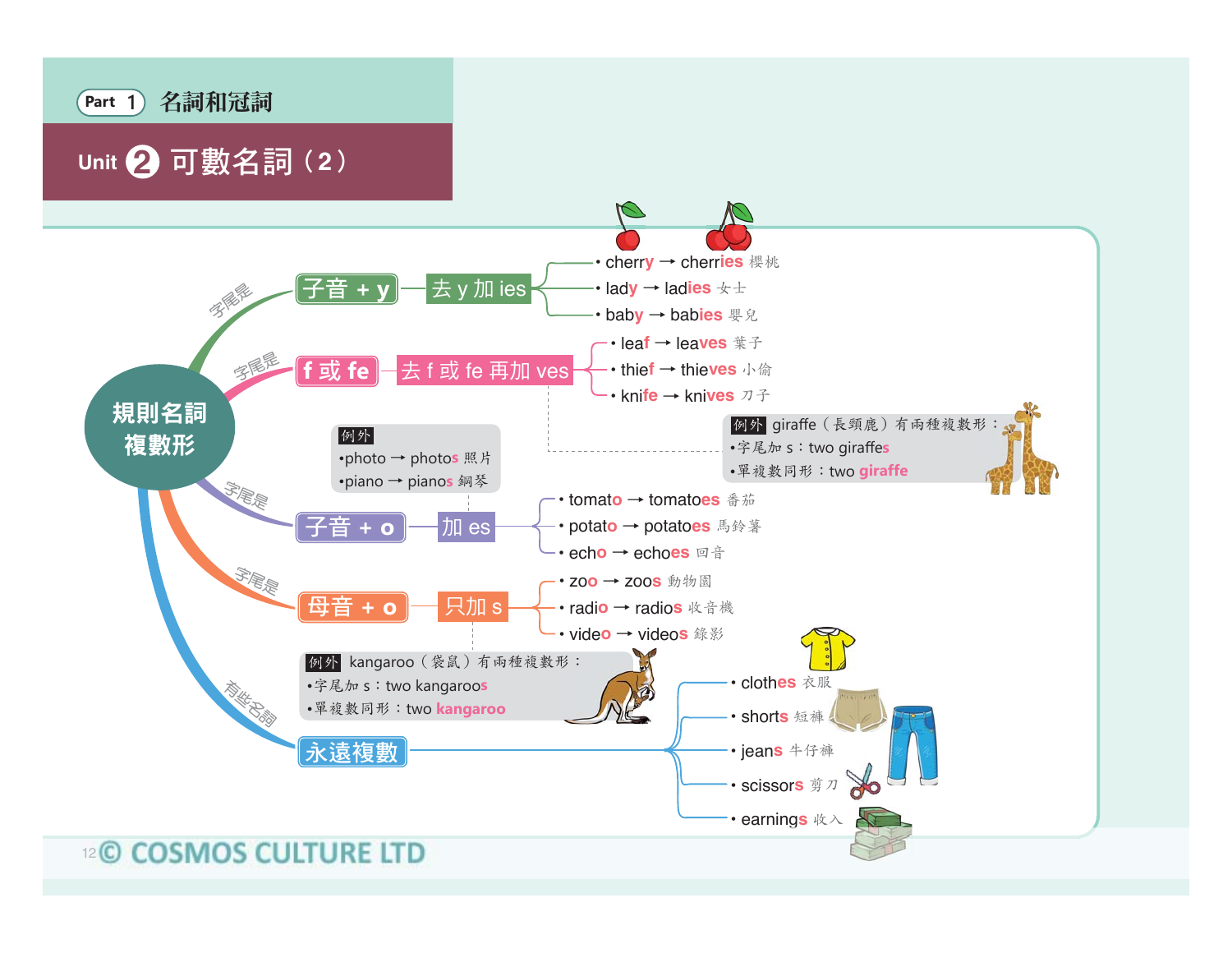Part 1 名詞和冠詞

# Unit 2 可數名詞（2）

## 規則名詞複數形

### 字尾是 子音 + y → 去 y 加 ies

- cherry → cherries 櫻桃
- lady → ladies 女士
- baby → babies 嬰兒

### 字尾是 f 或 fe → 去 f 或 fe 再加 ves

- leaf → leaves 葉子
- thief → thieves 小偷
- knife → knives 刀子

例外 giraffe（長頸鹿）有兩種複數形：
- 字尾加 s：two giraffes
- 單複數同形：two giraffe

### 字尾是 子音 + o → 加 es

- tomato → tomatoes 番茄
- potato → potatoes 馬鈴薯
- echo → echoes 回音

例外
- photo → photos 照片
- piano → pianos 鋼琴

### 字尾是 母音 + o → 只加 s

- zoo → zoos 動物園
- radio → radios 收音機
- video → videos 錄影

例外 kangaroo（袋鼠）有兩種複數形：
- 字尾加 s：two kangaroos
- 單複數同形：two kangaroo

### 有些名詞 永遠複數

- clothes 衣服
- shorts 短褲
- jeans 牛仔褲
- scissors 剪刀
- earnings 收入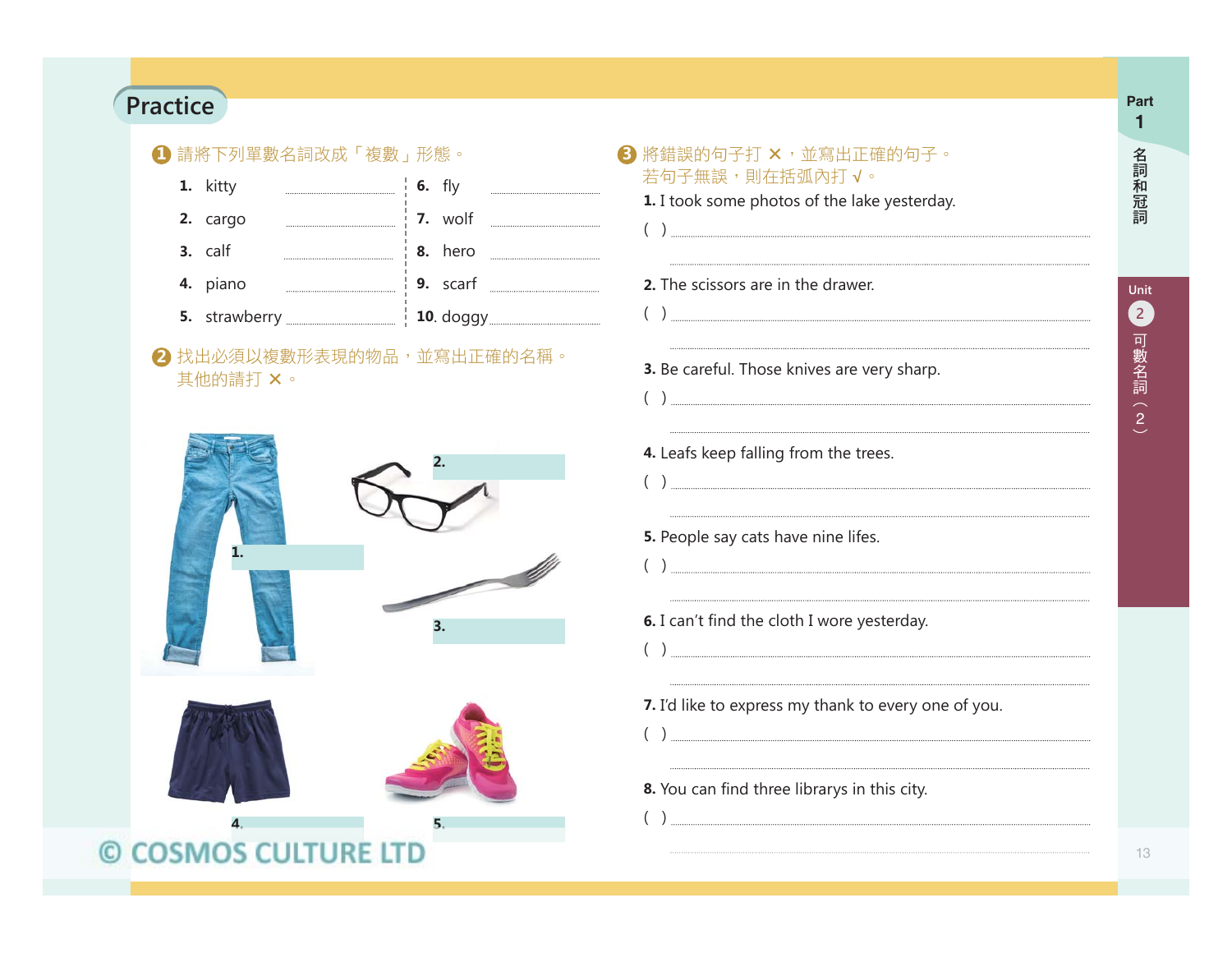## Practice

**❶ 請將下列單數名詞改成「複數」形態。**

1. kitty ..........
2. cargo ..........
3. calf ..........
4. piano ..........
5. strawberry ..........
6. fly ..........
7. wolf ..........
8. hero ..........
9. scarf ..........
10. doggy ..........

**❷ 找出必須以複數形表現的物品，並寫出正確的名稱。其他的請打 ✕。**

1. ..........
2. ..........
3. ..........
4. ..........
5. ..........

**❸ 將錯誤的句子打 ✕，並寫出正確的句子。若句子無誤，則在括弧內打 √。**

1. I took some photos of the lake yesterday.
( ) ..........

2. The scissors are in the drawer.
( ) ..........

3. Be careful. Those knives are very sharp.
( ) ..........

4. Leafs keep falling from the trees.
( ) ..........

5. People say cats have nine lifes.
( ) ..........

6. I can't find the cloth I wore yesterday.
( ) ..........

7. I'd like to express my thank to every one of you.
( ) ..........

8. You can find three librarys in this city.
( ) ..........

© COSMOS CULTURE LTD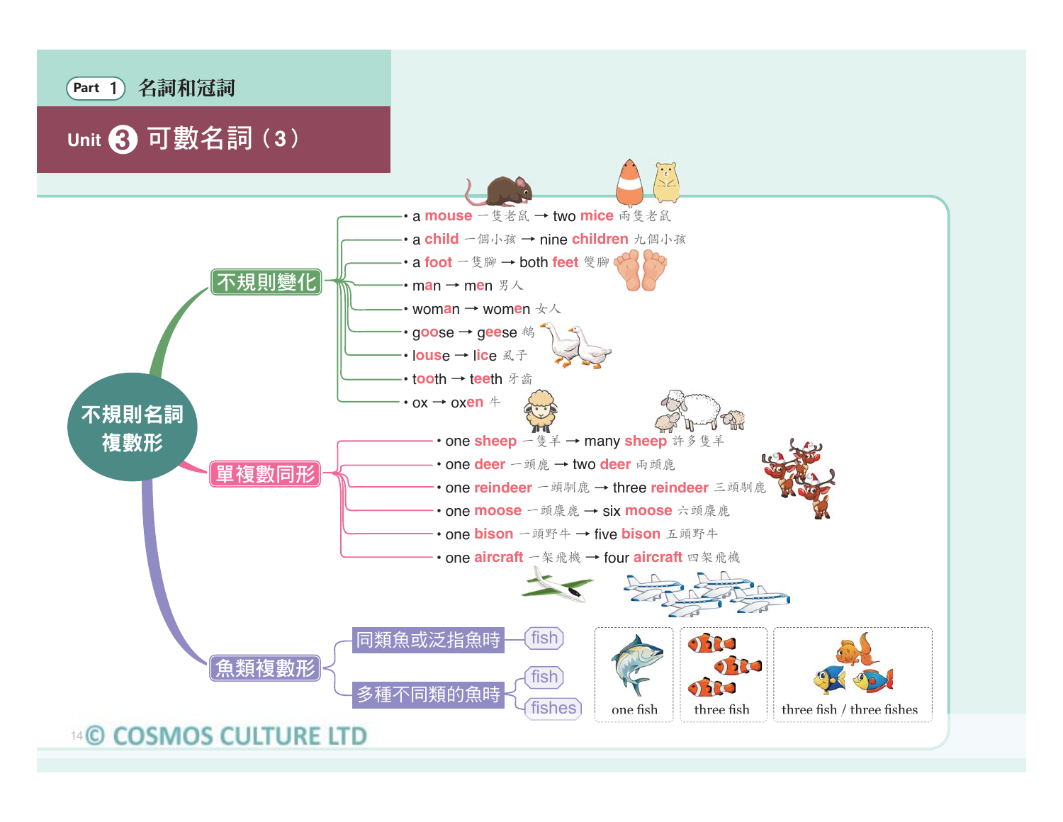# Part 1 名詞和冠詞

## Unit 3 可數名詞（3）

# 不規則名詞複數形

## 不規則變化

- a mouse 一隻老鼠 → two mice 兩隻老鼠
- a child 一個小孩 → nine children 九個小孩
- a foot 一隻腳 → both feet 雙腳
- man → men 男人
- woman → women 女人
- goose → geese 鵝
- louse → lice 虱子
- tooth → teeth 牙齒
- ox → oxen 牛

## 單複數同形

- one sheep 一隻羊 → many sheep 許多隻羊
- one deer 一頭鹿 → two deer 兩頭鹿
- one reindeer 一頭馴鹿 → three reindeer 三頭馴鹿
- one moose 一頭麋鹿 → six moose 六頭麋鹿
- one bison 一頭野牛 → five bison 五頭野牛
- one aircraft 一架飛機 → four aircraft 四架飛機

## 魚類複數形

- 同類魚或泛指魚時：fish
- 多種不同類的魚時：fish / fishes

one fish

three fish

three fish / three fishes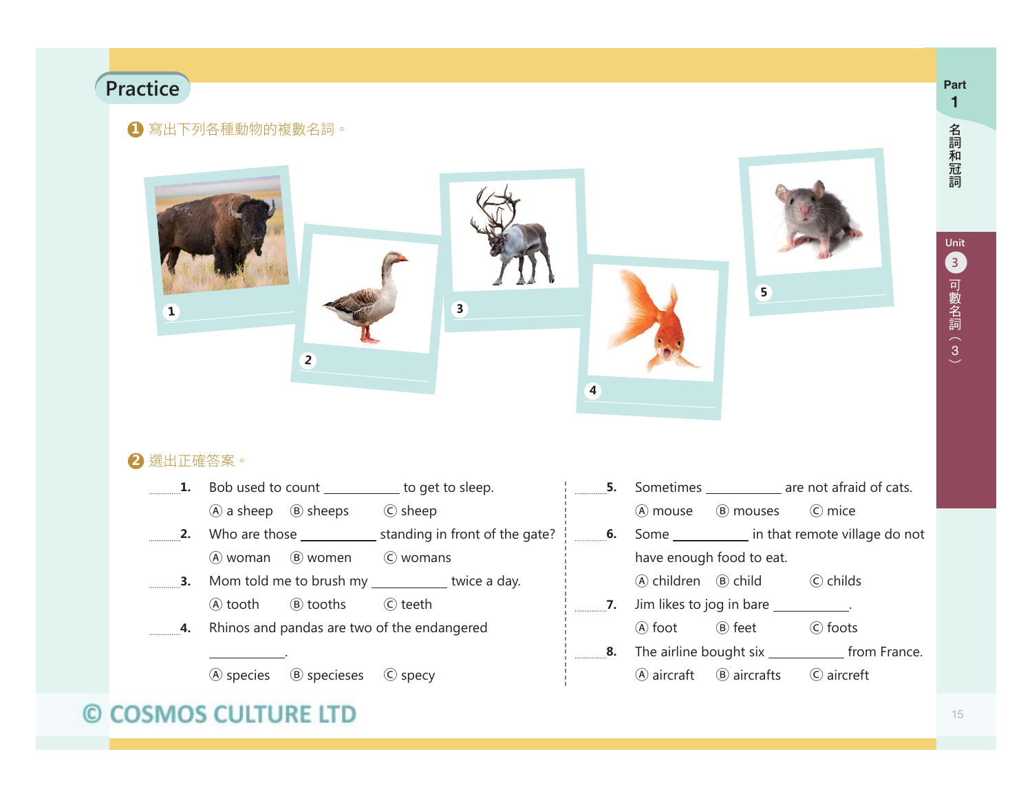## Practice

❶ 寫出下列各種動物的複數名詞。

1 ____________

2 ____________

3 ____________

4 ____________

5 ____________

❷ 選出正確答案。

_____ **1.** Bob used to count __________ to get to sleep.
Ⓐ a sheep Ⓑ sheeps Ⓒ sheep

_____ **2.** Who are those __________ standing in front of the gate?
Ⓐ woman Ⓑ women Ⓒ womans

_____ **3.** Mom told me to brush my __________ twice a day.
Ⓐ tooth Ⓑ tooths Ⓒ teeth

_____ **4.** Rhinos and pandas are two of the endangered __________.
Ⓐ species Ⓑ specieses Ⓒ specy

_____ **5.** Sometimes __________ are not afraid of cats.
Ⓐ mouse Ⓑ mouses Ⓒ mice

_____ **6.** Some __________ in that remote village do not have enough food to eat.
Ⓐ children Ⓑ child Ⓒ childs

_____ **7.** Jim likes to jog in bare __________.
Ⓐ foot Ⓑ feet Ⓒ foots

_____ **8.** The airline bought six __________ from France.
Ⓐ aircraft Ⓑ aircrafts Ⓒ aircreft

© COSMOS CULTURE LTD